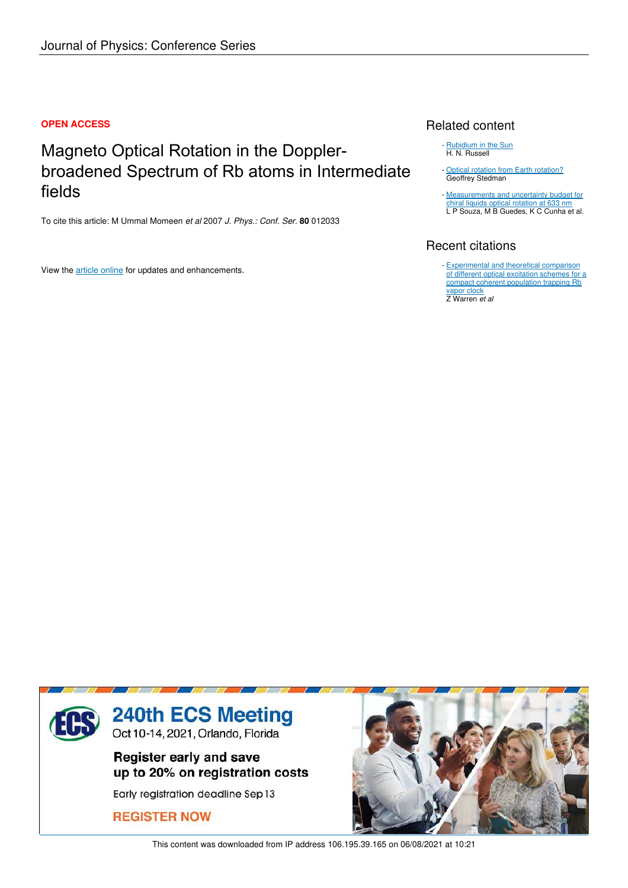Journal of Physics: Conference Series

**OPEN ACCESS**

# Magneto Optical Rotation in the Doppler-broadened Spectrum of Rb atoms in Intermediate fields

To cite this article: M Ummal Momeen *et al* 2007 *J. Phys.: Conf. Ser.* **80** 012033

View the article online for updates and enhancements.

## Related content

- Rubidium in the Sun
  H. N. Russell
- Optical rotation from Earth rotation?
  Geoffrey Stedman
- Measurements and uncertainty budget for chiral liquids optical rotation at 633 nm
  L P Souza, M B Guedes, K C Cunha et al.

## Recent citations

- Experimental and theoretical comparison of different optical excitation schemes for a compact coherent population trapping Rb vapor clock
  Z Warren *et al*

**240th ECS Meeting**
Oct 10-14, 2021, Orlando, Florida

**Register early and save up to 20% on registration costs**

Early registration deadline Sep 13

**REGISTER NOW**

This content was downloaded from IP address 106.195.39.165 on 06/08/2021 at 10:21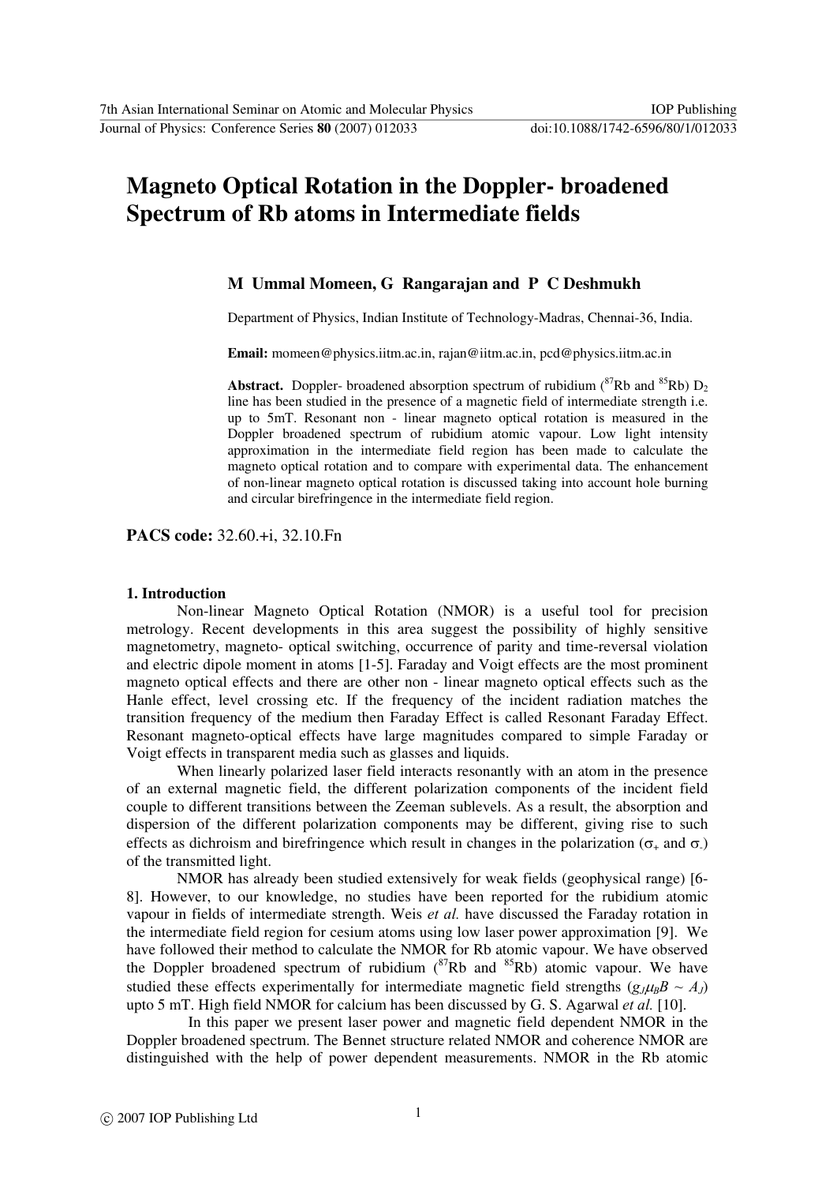# Magneto Optical Rotation in the Doppler- broadened Spectrum of Rb atoms in Intermediate fields

**M Ummal Momeen, G Rangarajan and P C Deshmukh**

Department of Physics, Indian Institute of Technology-Madras, Chennai-36, India.

**Email:** momeen@physics.iitm.ac.in, rajan@iitm.ac.in, pcd@physics.iitm.ac.in

**Abstract.** Doppler- broadened absorption spectrum of rubidium ($^{87}$Rb and $^{85}$Rb) $D_2$ line has been studied in the presence of a magnetic field of intermediate strength i.e. up to 5mT. Resonant non - linear magneto optical rotation is measured in the Doppler broadened spectrum of rubidium atomic vapour. Low light intensity approximation in the intermediate field region has been made to calculate the magneto optical rotation and to compare with experimental data. The enhancement of non-linear magneto optical rotation is discussed taking into account hole burning and circular birefringence in the intermediate field region.

**PACS code:** 32.60.+i, 32.10.Fn

## 1. Introduction

Non-linear Magneto Optical Rotation (NMOR) is a useful tool for precision metrology. Recent developments in this area suggest the possibility of highly sensitive magnetometry, magneto- optical switching, occurrence of parity and time-reversal violation and electric dipole moment in atoms [1-5]. Faraday and Voigt effects are the most prominent magneto optical effects and there are other non - linear magneto optical effects such as the Hanle effect, level crossing etc. If the frequency of the incident radiation matches the transition frequency of the medium then Faraday Effect is called Resonant Faraday Effect. Resonant magneto-optical effects have large magnitudes compared to simple Faraday or Voigt effects in transparent media such as glasses and liquids.

When linearly polarized laser field interacts resonantly with an atom in the presence of an external magnetic field, the different polarization components of the incident field couple to different transitions between the Zeeman sublevels. As a result, the absorption and dispersion of the different polarization components may be different, giving rise to such effects as dichroism and birefringence which result in changes in the polarization ($\sigma_+$ and $\sigma_-$) of the transmitted light.

NMOR has already been studied extensively for weak fields (geophysical range) [6-8]. However, to our knowledge, no studies have been reported for the rubidium atomic vapour in fields of intermediate strength. Weis *et al.* have discussed the Faraday rotation in the intermediate field region for cesium atoms using low laser power approximation [9]. We have followed their method to calculate the NMOR for Rb atomic vapour. We have observed the Doppler broadened spectrum of rubidium ($^{87}$Rb and $^{85}$Rb) atomic vapour. We have studied these effects experimentally for intermediate magnetic field strengths ($g_J\mu_B B \sim A_J$) upto 5 mT. High field NMOR for calcium has been discussed by G. S. Agarwal *et al.* [10].

In this paper we present laser power and magnetic field dependent NMOR in the Doppler broadened spectrum. The Bennet structure related NMOR and coherence NMOR are distinguished with the help of power dependent measurements. NMOR in the Rb atomic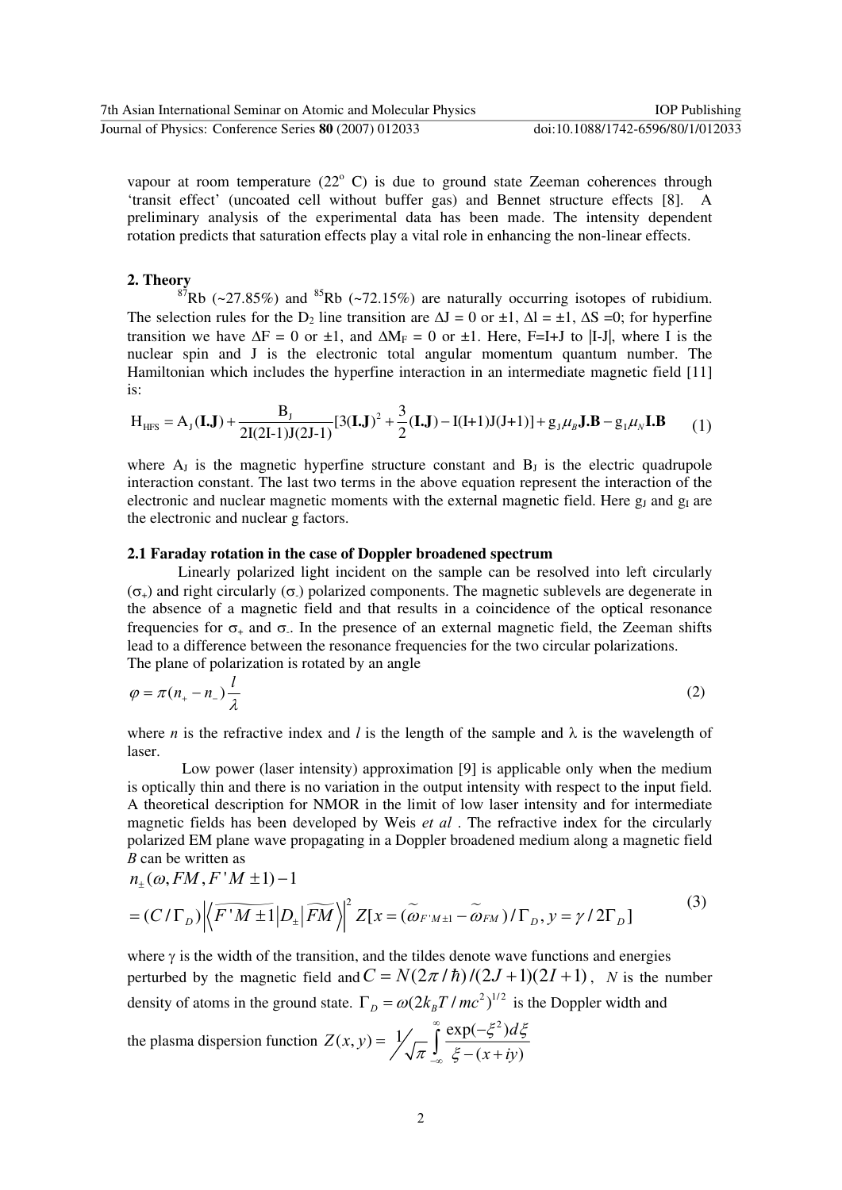vapour at room temperature (22$^o$ C) is due to ground state Zeeman coherences through 'transit effect' (uncoated cell without buffer gas) and Bennet structure effects [8]. A preliminary analysis of the experimental data has been made. The intensity dependent rotation predicts that saturation effects play a vital role in enhancing the non-linear effects.

## 2. Theory

$^{87}$Rb (~27.85%) and $^{85}$Rb (~72.15%) are naturally occurring isotopes of rubidium. The selection rules for the $D_2$ line transition are $\Delta J = 0$ or $\pm 1$, $\Delta l = \pm 1$, $\Delta S = 0$; for hyperfine transition we have $\Delta F = 0$ or $\pm 1$, and $\Delta M_F = 0$ or $\pm 1$. Here, F=I+J to |I-J|, where I is the nuclear spin and J is the electronic total angular momentum quantum number. The Hamiltonian which includes the hyperfine interaction in an intermediate magnetic field [11] is:

$$H_{HFS} = A_J(\mathbf{I.J}) + \frac{B_J}{2I(2I-1)J(2J-1)}[3(\mathbf{I.J})^2 + \frac{3}{2}(\mathbf{I.J}) - I(I+1)J(J+1)] + g_J \mu_B \mathbf{J.B} - g_I \mu_N \mathbf{I.B} \quad (1)$$

where $A_J$ is the magnetic hyperfine structure constant and $B_J$ is the electric quadrupole interaction constant. The last two terms in the above equation represent the interaction of the electronic and nuclear magnetic moments with the external magnetic field. Here $g_J$ and $g_I$ are the electronic and nuclear g factors.

### 2.1 Faraday rotation in the case of Doppler broadened spectrum

Linearly polarized light incident on the sample can be resolved into left circularly ($\sigma_+$) and right circularly ($\sigma_-$) polarized components. The magnetic sublevels are degenerate in the absence of a magnetic field and that results in a coincidence of the optical resonance frequencies for $\sigma_+$ and $\sigma_-$. In the presence of an external magnetic field, the Zeeman shifts lead to a difference between the resonance frequencies for the two circular polarizations.
The plane of polarization is rotated by an angle

$$\varphi = \pi(n_+ - n_-)\frac{l}{\lambda} \quad (2)$$

where *n* is the refractive index and *l* is the length of the sample and $\lambda$ is the wavelength of laser.

Low power (laser intensity) approximation [9] is applicable only when the medium is optically thin and there is no variation in the output intensity with respect to the input field. A theoretical description for NMOR in the limit of low laser intensity and for intermediate magnetic fields has been developed by Weis *et al* . The refractive index for the circularly polarized EM plane wave propagating in a Doppler broadened medium along a magnetic field *B* can be written as

$$\begin{aligned} & n_\pm(\omega, FM, F'M \pm 1) - 1 \\ & = (C/\Gamma_D)\left|\left\langle \widetilde{F'M \pm 1}\right| D_\pm \left|\widetilde{FM}\right\rangle\right|^2 Z[x = (\widetilde{\omega}_{F'M\pm 1} - \widetilde{\omega}_{FM})/\Gamma_D, y = \gamma / 2\Gamma_D] \end{aligned} \quad (3)$$

where $\gamma$ is the width of the transition, and the tildes denote wave functions and energies perturbed by the magnetic field and $C = N(2\pi/\hbar)/(2J+1)(2I+1)$, $N$ is the number density of atoms in the ground state. $\Gamma_D = \omega(2k_B T/mc^2)^{1/2}$ is the Doppler width and the plasma dispersion function $Z(x, y) = 1/\sqrt{\pi} \int_{-\infty}^{\infty} \frac{\exp(-\xi^2)d\xi}{\xi - (x+iy)}$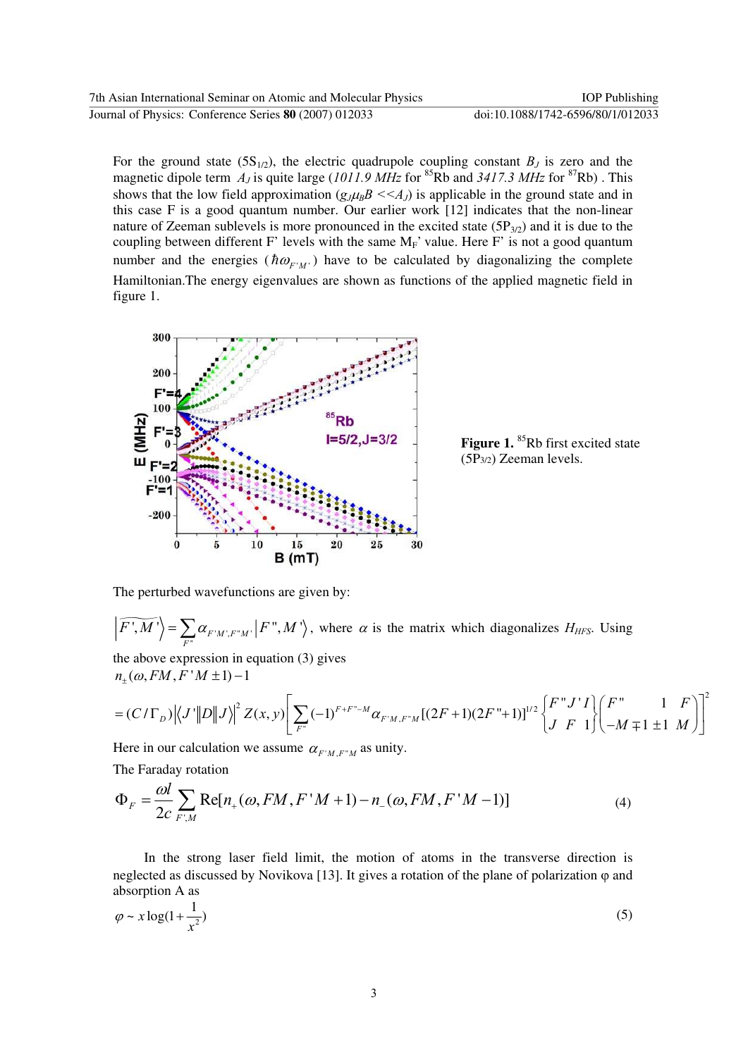For the ground state ($5S_{1/2}$), the electric quadrupole coupling constant $B_J$ is zero and the magnetic dipole term $A_J$ is quite large (*1011.9 MHz* for $^{85}$Rb and *3417.3 MHz* for $^{87}$Rb) . This shows that the low field approximation ($g_J\mu_B B << A_J$) is applicable in the ground state and in this case F is a good quantum number. Our earlier work [12] indicates that the non-linear nature of Zeeman sublevels is more pronounced in the excited state ($5P_{3/2}$) and it is due to the coupling between different F' levels with the same $M_F$' value. Here F' is not a good quantum number and the energies ($\hbar\omega_{F'M'}$) have to be calculated by diagonalizing the complete Hamiltonian.The energy eigenvalues are shown as functions of the applied magnetic field in figure 1.

**Figure 1.** $^{85}$Rb first excited state ($5P_{3/2}$) Zeeman levels.

The perturbed wavefunctions are given by:

$\left|\widetilde{F',M'}\right\rangle = \sum_{F''} \alpha_{F'M',F''M'} \left|F'',M'\right\rangle$, where $\alpha$ is the matrix which diagonalizes $H_{HFS}$. Using the above expression in equation (3) gives

$$n_{\pm}(\omega, FM, F'M \pm 1) - 1$$

$$= (C/\Gamma_D)\left|\langle J'\|D\|J\rangle\right|^2 Z(x,y)\left[\sum_{F''}(-1)^{F+F''-M}\alpha_{F'M,F''M}[(2F+1)(2F''+1)]^{1/2}\begin{Bmatrix} F'' & J' & I \\ J & F & 1 \end{Bmatrix}\begin{pmatrix} F'' & 1 & F \\ -M\mp 1 & \pm 1 & M \end{pmatrix}\right]^2$$

Here in our calculation we assume $\alpha_{F'M,F''M}$ as unity.

The Faraday rotation

$$\Phi_F = \frac{\omega l}{2c}\sum_{F',M}\mathrm{Re}[n_+(\omega, FM, F'M+1) - n_-(\omega, FM, F'M-1)] \tag{4}$$

In the strong laser field limit, the motion of atoms in the transverse direction is neglected as discussed by Novikova [13]. It gives a rotation of the plane of polarization φ and absorption A as

$$\varphi \sim x\log(1+\frac{1}{x^2}) \tag{5}$$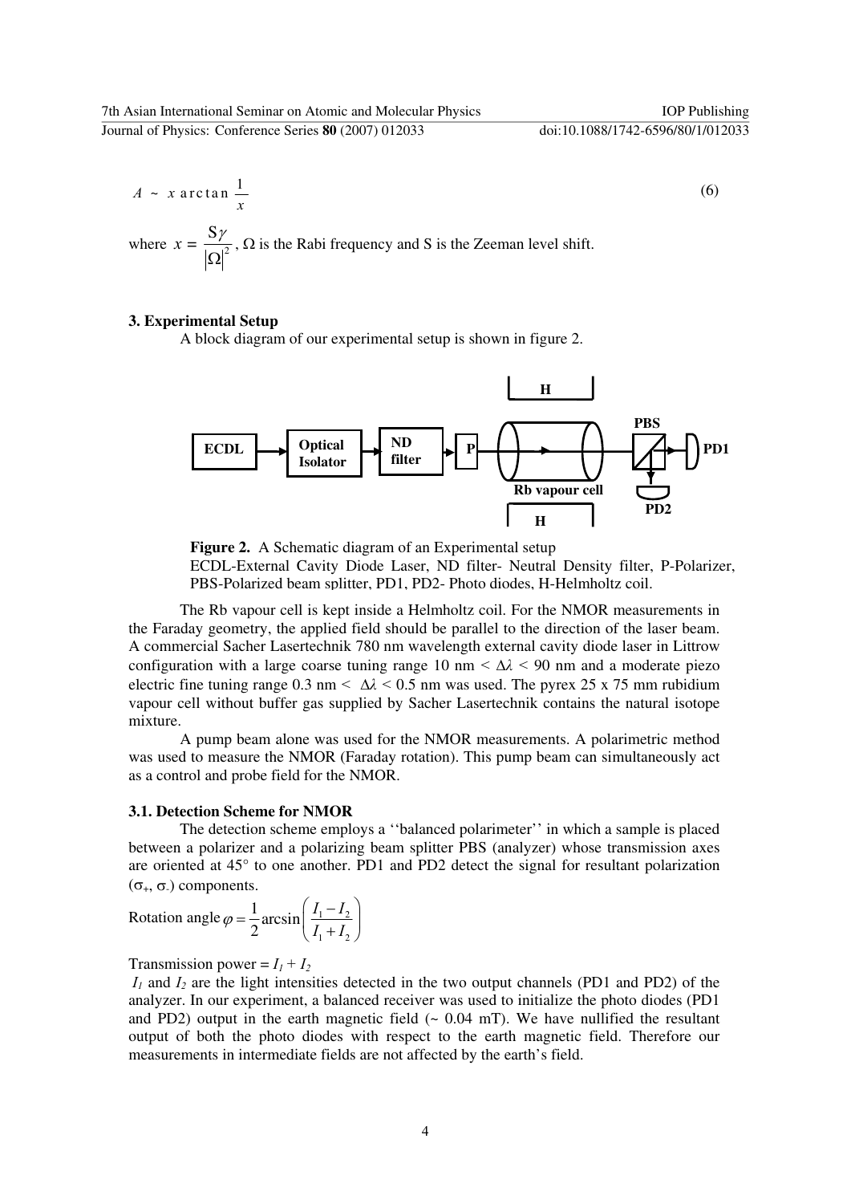$$A \sim x \arctan \frac{1}{x} \tag{6}$$

where $x = \frac{S\gamma}{|\Omega|^2}$, $\Omega$ is the Rabi frequency and S is the Zeeman level shift.

## 3. Experimental Setup

A block diagram of our experimental setup is shown in figure 2.

**Figure 2.** A Schematic diagram of an Experimental setup
ECDL-External Cavity Diode Laser, ND filter- Neutral Density filter, P-Polarizer, PBS-Polarized beam splitter, PD1, PD2- Photo diodes, H-Helmholtz coil.

The Rb vapour cell is kept inside a Helmholtz coil. For the NMOR measurements in the Faraday geometry, the applied field should be parallel to the direction of the laser beam. A commercial Sacher Lasertechnik 780 nm wavelength external cavity diode laser in Littrow configuration with a large coarse tuning range 10 nm < $\Delta\lambda$ < 90 nm and a moderate piezo electric fine tuning range 0.3 nm < $\Delta\lambda$ < 0.5 nm was used. The pyrex 25 x 75 mm rubidium vapour cell without buffer gas supplied by Sacher Lasertechnik contains the natural isotope mixture.

A pump beam alone was used for the NMOR measurements. A polarimetric method was used to measure the NMOR (Faraday rotation). This pump beam can simultaneously act as a control and probe field for the NMOR.

### 3.1. Detection Scheme for NMOR

The detection scheme employs a ''balanced polarimeter'' in which a sample is placed between a polarizer and a polarizing beam splitter PBS (analyzer) whose transmission axes are oriented at 45° to one another. PD1 and PD2 detect the signal for resultant polarization ($\sigma_+$, $\sigma_-$) components.

Rotation angle $\varphi = \frac{1}{2}\arcsin\left(\frac{I_1 - I_2}{I_1 + I_2}\right)$

Transmission power = $I_1 + I_2$

$I_1$ and $I_2$ are the light intensities detected in the two output channels (PD1 and PD2) of the analyzer. In our experiment, a balanced receiver was used to initialize the photo diodes (PD1 and PD2) output in the earth magnetic field (~ 0.04 mT). We have nullified the resultant output of both the photo diodes with respect to the earth magnetic field. Therefore our measurements in intermediate fields are not affected by the earth's field.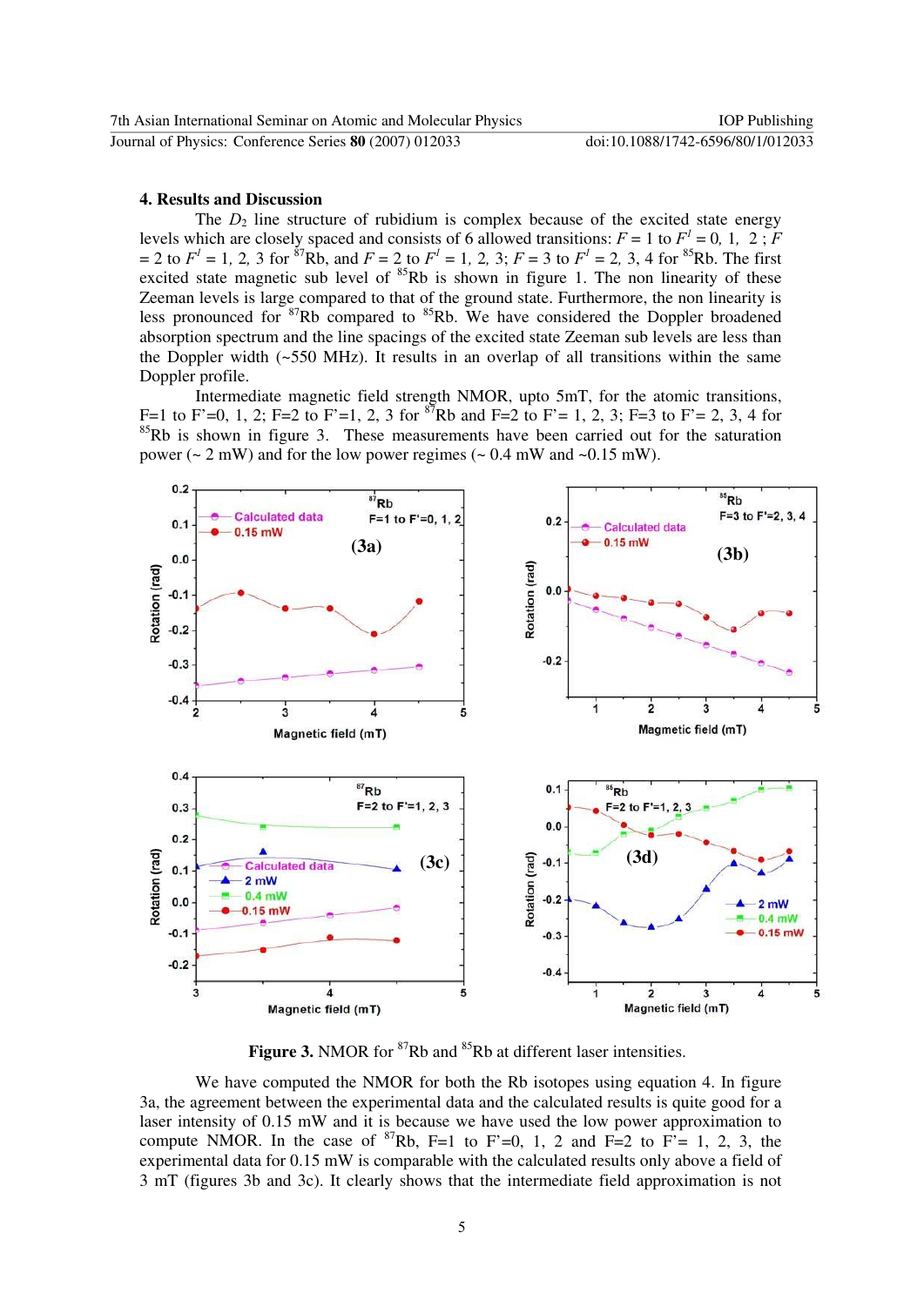## 4. Results and Discussion

The $D_2$ line structure of rubidium is complex because of the excited state energy levels which are closely spaced and consists of 6 allowed transitions: $F = 1$ to $F^l = 0, 1, 2$ ; $F = 2$ to $F^l = 1, 2, 3$ for $^{87}$Rb, and $F = 2$ to $F^l = 1, 2, 3$; $F = 3$ to $F^l = 2, 3, 4$ for $^{85}$Rb. The first excited state magnetic sub level of $^{85}$Rb is shown in figure 1. The non linearity of these Zeeman levels is large compared to that of the ground state. Furthermore, the non linearity is less pronounced for $^{87}$Rb compared to $^{85}$Rb. We have considered the Doppler broadened absorption spectrum and the line spacings of the excited state Zeeman sub levels are less than the Doppler width (~550 MHz). It results in an overlap of all transitions within the same Doppler profile.

Intermediate magnetic field strength NMOR, upto 5mT, for the atomic transitions, F=1 to F'=0, 1, 2; F=2 to F'=1, 2, 3 for $^{87}$Rb and F=2 to F'= 1, 2, 3; F=3 to F'= 2, 3, 4 for $^{85}$Rb is shown in figure 3. These measurements have been carried out for the saturation power (~ 2 mW) and for the low power regimes (~ 0.4 mW and ~0.15 mW).

**Figure 3.** NMOR for $^{87}$Rb and $^{85}$Rb at different laser intensities.

We have computed the NMOR for both the Rb isotopes using equation 4. In figure 3a, the agreement between the experimental data and the calculated results is quite good for a laser intensity of 0.15 mW and it is because we have used the low power approximation to compute NMOR. In the case of $^{87}$Rb, F=1 to F'=0, 1, 2 and F=2 to F'= 1, 2, 3, the experimental data for 0.15 mW is comparable with the calculated results only above a field of 3 mT (figures 3b and 3c). It clearly shows that the intermediate field approximation is not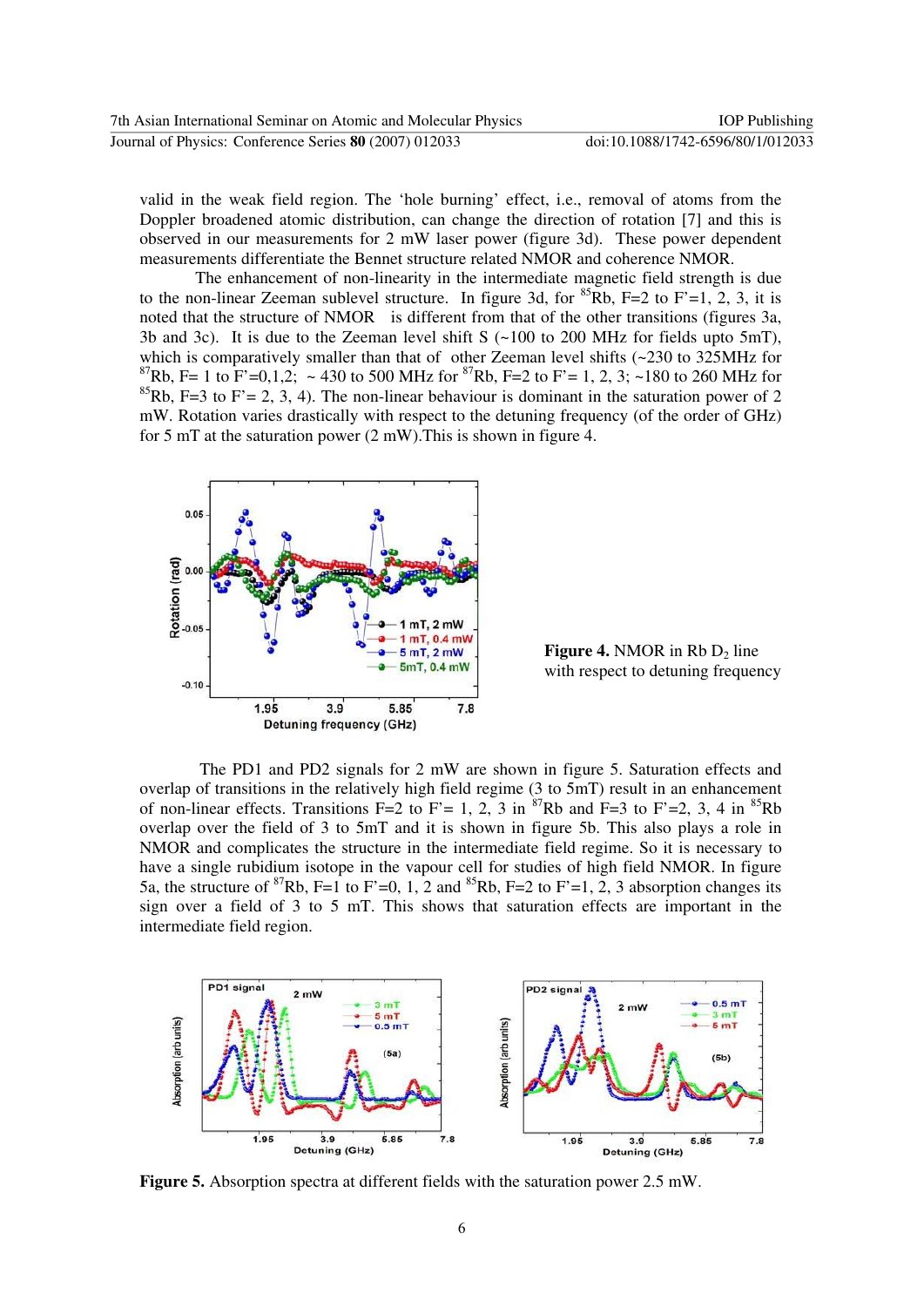valid in the weak field region. The 'hole burning' effect, i.e., removal of atoms from the Doppler broadened atomic distribution, can change the direction of rotation [7] and this is observed in our measurements for 2 mW laser power (figure 3d). These power dependent measurements differentiate the Bennet structure related NMOR and coherence NMOR.

The enhancement of non-linearity in the intermediate magnetic field strength is due to the non-linear Zeeman sublevel structure. In figure 3d, for $^{85}$Rb, F=2 to F'=1, 2, 3, it is noted that the structure of NMOR is different from that of the other transitions (figures 3a, 3b and 3c). It is due to the Zeeman level shift S (~100 to 200 MHz for fields upto 5mT), which is comparatively smaller than that of other Zeeman level shifts (~230 to 325MHz for $^{87}$Rb, F= 1 to F'=0,1,2; ~ 430 to 500 MHz for $^{87}$Rb, F=2 to F'= 1, 2, 3; ~180 to 260 MHz for $^{85}$Rb, F=3 to F'= 2, 3, 4). The non-linear behaviour is dominant in the saturation power of 2 mW. Rotation varies drastically with respect to the detuning frequency (of the order of GHz) for 5 mT at the saturation power (2 mW).This is shown in figure 4.

**Figure 4.** NMOR in Rb $D_2$ line with respect to detuning frequency

The PD1 and PD2 signals for 2 mW are shown in figure 5. Saturation effects and overlap of transitions in the relatively high field regime (3 to 5mT) result in an enhancement of non-linear effects. Transitions F=2 to F'= 1, 2, 3 in $^{87}$Rb and F=3 to F'=2, 3, 4 in $^{85}$Rb overlap over the field of 3 to 5mT and it is shown in figure 5b. This also plays a role in NMOR and complicates the structure in the intermediate field regime. So it is necessary to have a single rubidium isotope in the vapour cell for studies of high field NMOR. In figure 5a, the structure of $^{87}$Rb, F=1 to F'=0, 1, 2 and $^{85}$Rb, F=2 to F'=1, 2, 3 absorption changes its sign over a field of 3 to 5 mT. This shows that saturation effects are important in the intermediate field region.

**Figure 5.** Absorption spectra at different fields with the saturation power 2.5 mW.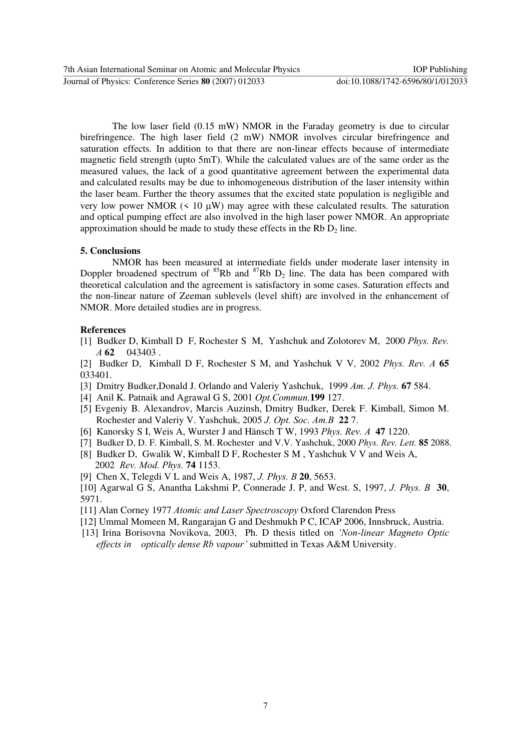The low laser field (0.15 mW) NMOR in the Faraday geometry is due to circular birefringence. The high laser field (2 mW) NMOR involves circular birefringence and saturation effects. In addition to that there are non-linear effects because of intermediate magnetic field strength (upto 5mT). While the calculated values are of the same order as the measured values, the lack of a good quantitative agreement between the experimental data and calculated results may be due to inhomogeneous distribution of the laser intensity within the laser beam. Further the theory assumes that the excited state population is negligible and very low power NMOR (< 10 μW) may agree with these calculated results. The saturation and optical pumping effect are also involved in the high laser power NMOR. An appropriate approximation should be made to study these effects in the Rb $D_2$ line.

## 5. Conclusions

NMOR has been measured at intermediate fields under moderate laser intensity in Doppler broadened spectrum of $^{85}$Rb and $^{87}$Rb $D_2$ line. The data has been compared with theoretical calculation and the agreement is satisfactory in some cases. Saturation effects and the non-linear nature of Zeeman sublevels (level shift) are involved in the enhancement of NMOR. More detailed studies are in progress.

## References

[1] Budker D, Kimball D F, Rochester S M, Yashchuk and Zolotorev M, 2000 *Phys. Rev. A* **62** 043403 .

[2] Budker D, Kimball D F, Rochester S M, and Yashchuk V V, 2002 *Phys. Rev. A* **65** 033401.

[3] Dmitry Budker,Donald J. Orlando and Valeriy Yashchuk, 1999 *Am. J. Phys.* **67** 584.

[4] Anil K. Patnaik and Agrawal G S, 2001 *Opt.Commun.***199** 127.

[5] Evgeniy B. Alexandrov, Marcis Auzinsh, Dmitry Budker, Derek F. Kimball, Simon M. Rochester and Valeriy V. Yashchuk, 2005 *J. Opt. Soc. Am.B* **22** 7.

[6] Kanorsky S I, Weis A, Wurster J and Hänsch T W, 1993 *Phys. Rev. A* **47** 1220.

[7] Budker D, D. F. Kimball, S. M. Rochester and V.V. Yashchuk, 2000 *Phys. Rev. Lett.* **85** 2088.

[8] Budker D, Gwalik W, Kimball D F, Rochester S M , Yashchuk V V and Weis A, 2002 *Rev. Mod. Phys.* **74** 1153.

[9] Chen X, Telegdi V L and Weis A, 1987, *J. Phys. B* **20**, 5653.

[10] Agarwal G S, Anantha Lakshmi P, Connerade J. P, and West. S, 1997, *J. Phys. B* **30**, 5971.

[11] Alan Corney 1977 *Atomic and Laser Spectroscopy* Oxford Clarendon Press

[12] Ummal Momeen M, Rangarajan G and Deshmukh P C, ICAP 2006, Innsbruck, Austria.

[13] Irina Borisovna Novikova, 2003, Ph. D thesis titled on *'Non-linear Magneto Optic effects in optically dense Rb vapour'* submitted in Texas A&M University.